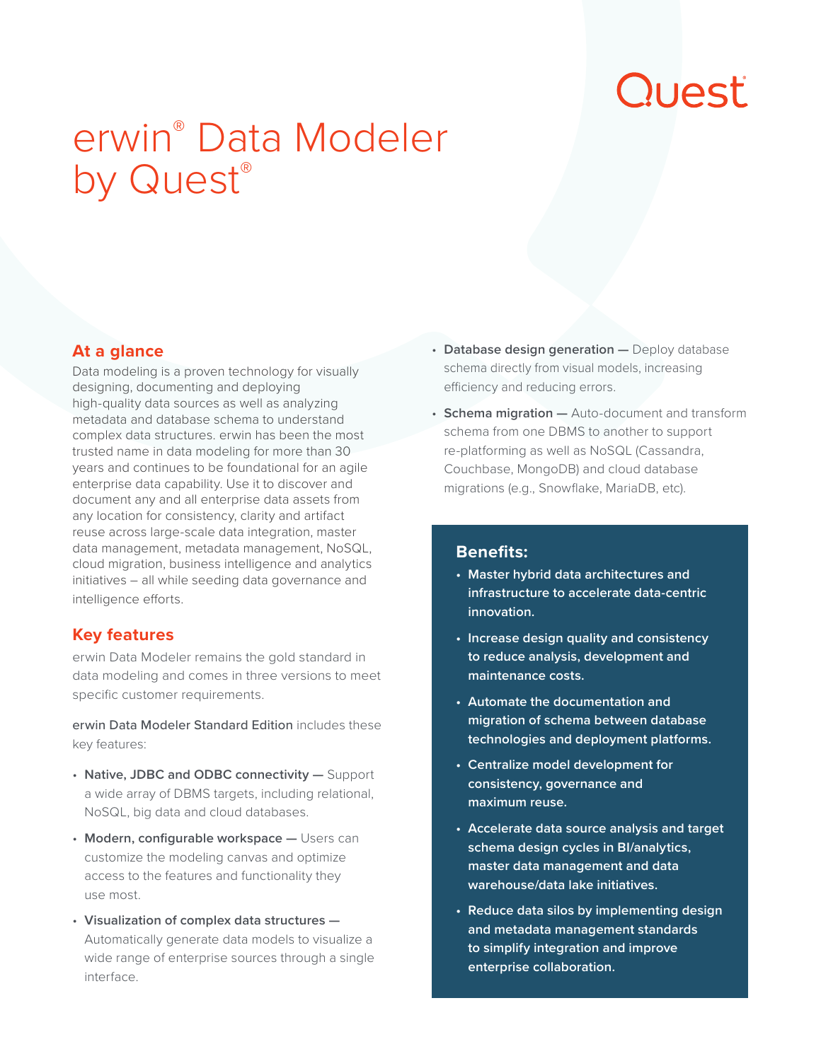# erwin® Data Modeler by Quest®

## At a glance

Data modeling is a proven technology for visually designing, documenting and deploying high-quality data sources as well as analyzing metadata and database schema to understand complex data structures. erwin has been the most trusted name in data modeling for more than 30 years and continues to be foundational for an agile enterprise data capability. Use it to discover and document any and all enterprise data assets from any location for consistency, clarity and artifact reuse across large-scale data integration, master data management, metadata management, NoSQL, cloud migration, business intelligence and analytics initiatives – all while seeding data governance and intelligence efforts.

## Key features

erwin Data Modeler remains the gold standard in data modeling and comes in three versions to meet specific customer requirements.

erwin Data Modeler Standard Edition includes these key features:

- **Native, JDBC and ODBC connectivity —** Support a wide array of DBMS targets, including relational, NoSQL, big data and cloud databases.
- **Modern, configurable workspace —** Users can customize the modeling canvas and optimize access to the features and functionality they use most.
- **Visualization of complex data structures —** Automatically generate data models to visualize a wide range of enterprise sources through a single interface.
- **Database design generation —** Deploy database schema directly from visual models, increasing efficiency and reducing errors.
- **Schema migration —** Auto-document and transform schema from one DBMS to another to support re-platforming as well as NoSQL (Cassandra, Couchbase, MongoDB) and cloud database migrations (e.g., Snowflake, MariaDB, etc).

### Benefits:

- **Master hybrid data architectures and infrastructure to accelerate data-centric innovation.**
- **Increase design quality and consistency to reduce analysis, development and maintenance costs.**
- **Automate the documentation and migration of schema between database technologies and deployment platforms.**
- **Centralize model development for consistency, governance and maximum reuse.**
- **Accelerate data source analysis and target schema design cycles in BI/analytics, master data management and data warehouse/data lake initiatives.**
- **Reduce data silos by implementing design and metadata management standards to simplify integration and improve enterprise collaboration.**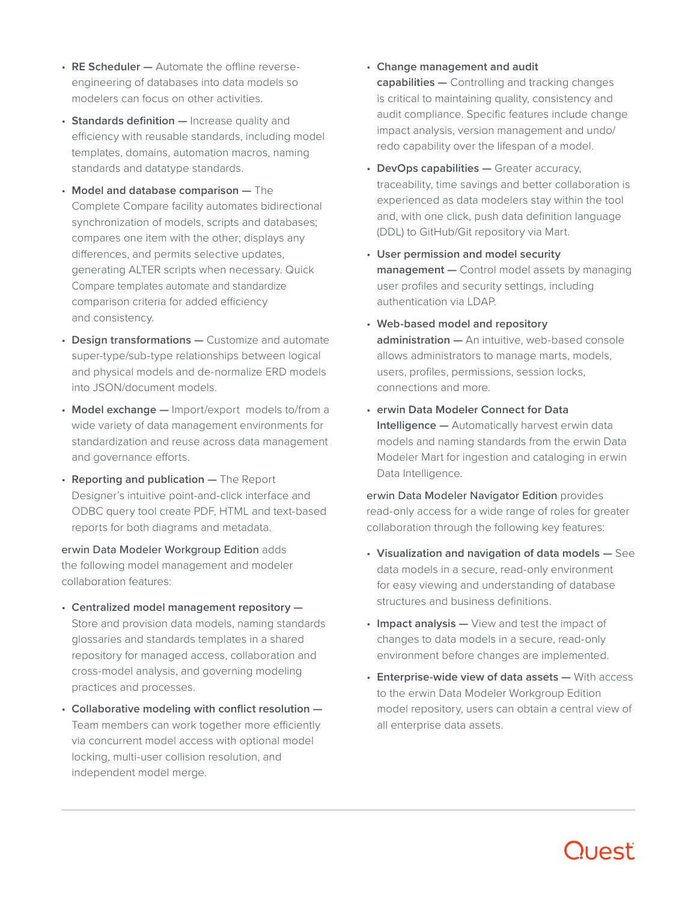- **RE Scheduler —** Automate the offline reverse-engineering of databases into data models so modelers can focus on other activities.
- **Standards definition —** Increase quality and efficiency with reusable standards, including model templates, domains, automation macros, naming standards and datatype standards.
- **Model and database comparison —** The Complete Compare facility automates bidirectional synchronization of models, scripts and databases; compares one item with the other; displays any differences, and permits selective updates, generating ALTER scripts when necessary. Quick Compare templates automate and standardize comparison criteria for added efficiency and consistency.
- **Design transformations —** Customize and automate super-type/sub-type relationships between logical and physical models and de-normalize ERD models into JSON/document models.
- **Model exchange —** Import/export models to/from a wide variety of data management environments for standardization and reuse across data management and governance efforts.
- **Reporting and publication —** The Report Designer's intuitive point-and-click interface and ODBC query tool create PDF, HTML and text-based reports for both diagrams and metadata.

erwin Data Modeler Workgroup Edition adds the following model management and modeler collaboration features:

- **Centralized model management repository —** Store and provision data models, naming standards glossaries and standards templates in a shared repository for managed access, collaboration and cross-model analysis, and governing modeling practices and processes.
- **Collaborative modeling with conflict resolution —** Team members can work together more efficiently via concurrent model access with optional model locking, multi-user collision resolution, and independent model merge.
- **Change management and audit capabilities —** Controlling and tracking changes is critical to maintaining quality, consistency and audit compliance. Specific features include change impact analysis, version management and undo/redo capability over the lifespan of a model.
- **DevOps capabilities —** Greater accuracy, traceability, time savings and better collaboration is experienced as data modelers stay within the tool and, with one click, push data definition language (DDL) to GitHub/Git repository via Mart.
- **User permission and model security management —** Control model assets by managing user profiles and security settings, including authentication via LDAP.
- **Web-based model and repository administration —** An intuitive, web-based console allows administrators to manage marts, models, users, profiles, permissions, session locks, connections and more.
- **erwin Data Modeler Connect for Data Intelligence —** Automatically harvest erwin data models and naming standards from the erwin Data Modeler Mart for ingestion and cataloging in erwin Data Intelligence.

erwin Data Modeler Navigator Edition provides read-only access for a wide range of roles for greater collaboration through the following key features:

- **Visualization and navigation of data models —** See data models in a secure, read-only environment for easy viewing and understanding of database structures and business definitions.
- **Impact analysis —** View and test the impact of changes to data models in a secure, read-only environment before changes are implemented.
- **Enterprise-wide view of data assets —** With access to the erwin Data Modeler Workgroup Edition model repository, users can obtain a central view of all enterprise data assets.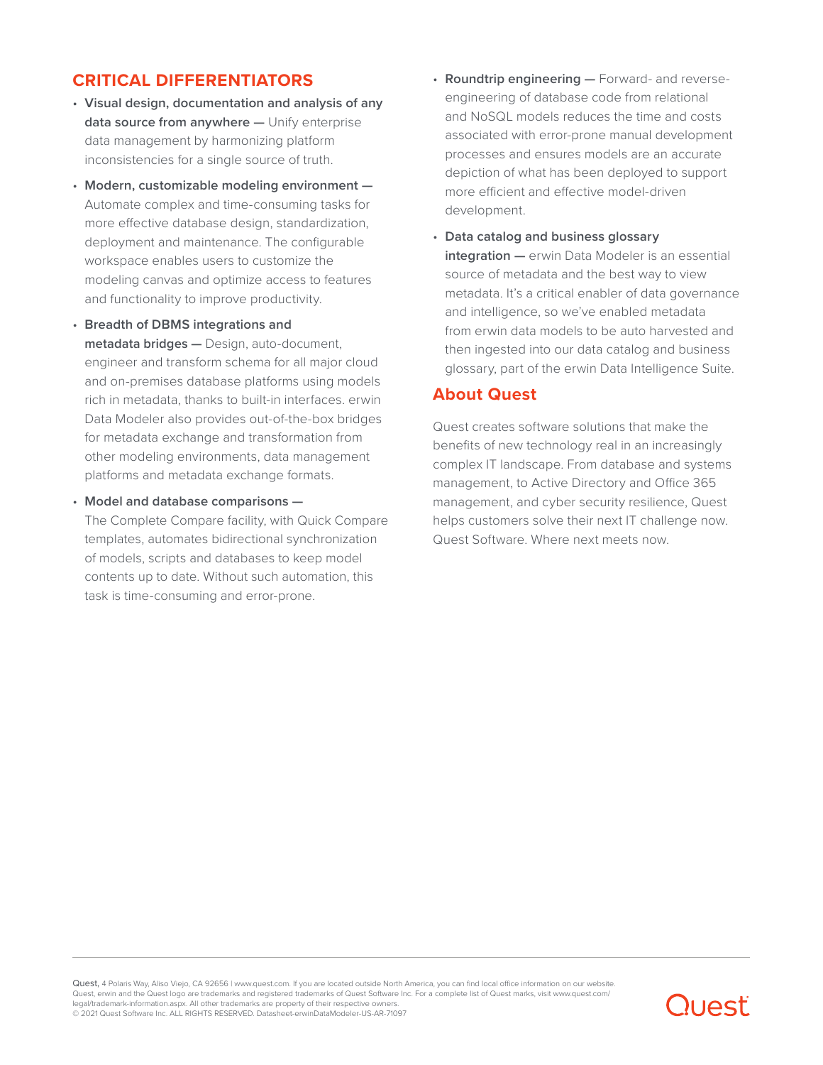## CRITICAL DIFFERENTIATORS

- **Visual design, documentation and analysis of any data source from anywhere —** Unify enterprise data management by harmonizing platform inconsistencies for a single source of truth.
- **Modern, customizable modeling environment —** Automate complex and time-consuming tasks for more effective database design, standardization, deployment and maintenance. The configurable workspace enables users to customize the modeling canvas and optimize access to features and functionality to improve productivity.
- **Breadth of DBMS integrations and metadata bridges —** Design, auto-document, engineer and transform schema for all major cloud and on-premises database platforms using models rich in metadata, thanks to built-in interfaces. erwin Data Modeler also provides out-of-the-box bridges for metadata exchange and transformation from other modeling environments, data management platforms and metadata exchange formats.
- **Model and database comparisons —** The Complete Compare facility, with Quick Compare templates, automates bidirectional synchronization of models, scripts and databases to keep model contents up to date. Without such automation, this task is time-consuming and error-prone.
- **Roundtrip engineering —** Forward- and reverse-engineering of database code from relational and NoSQL models reduces the time and costs associated with error-prone manual development processes and ensures models are an accurate depiction of what has been deployed to support more efficient and effective model-driven development.
- **Data catalog and business glossary integration —** erwin Data Modeler is an essential source of metadata and the best way to view metadata. It's a critical enabler of data governance and intelligence, so we've enabled metadata from erwin data models to be auto harvested and then ingested into our data catalog and business glossary, part of the erwin Data Intelligence Suite.

## About Quest

Quest creates software solutions that make the benefits of new technology real in an increasingly complex IT landscape. From database and systems management, to Active Directory and Office 365 management, and cyber security resilience, Quest helps customers solve their next IT challenge now. Quest Software. Where next meets now.

**Quest,** 4 Polaris Way, Aliso Viejo, CA 92656 | www.quest.com. If you are located outside North America, you can find local office information on our website.
Quest, erwin and the Quest logo are trademarks and registered trademarks of Quest Software Inc. For a complete list of Quest marks, visit www.quest.com/legal/trademark-information.aspx. All other trademarks are property of their respective owners.
© 2021 Quest Software Inc. ALL RIGHTS RESERVED. Datasheet-erwinDataModeler-US-AR-71097

Quest